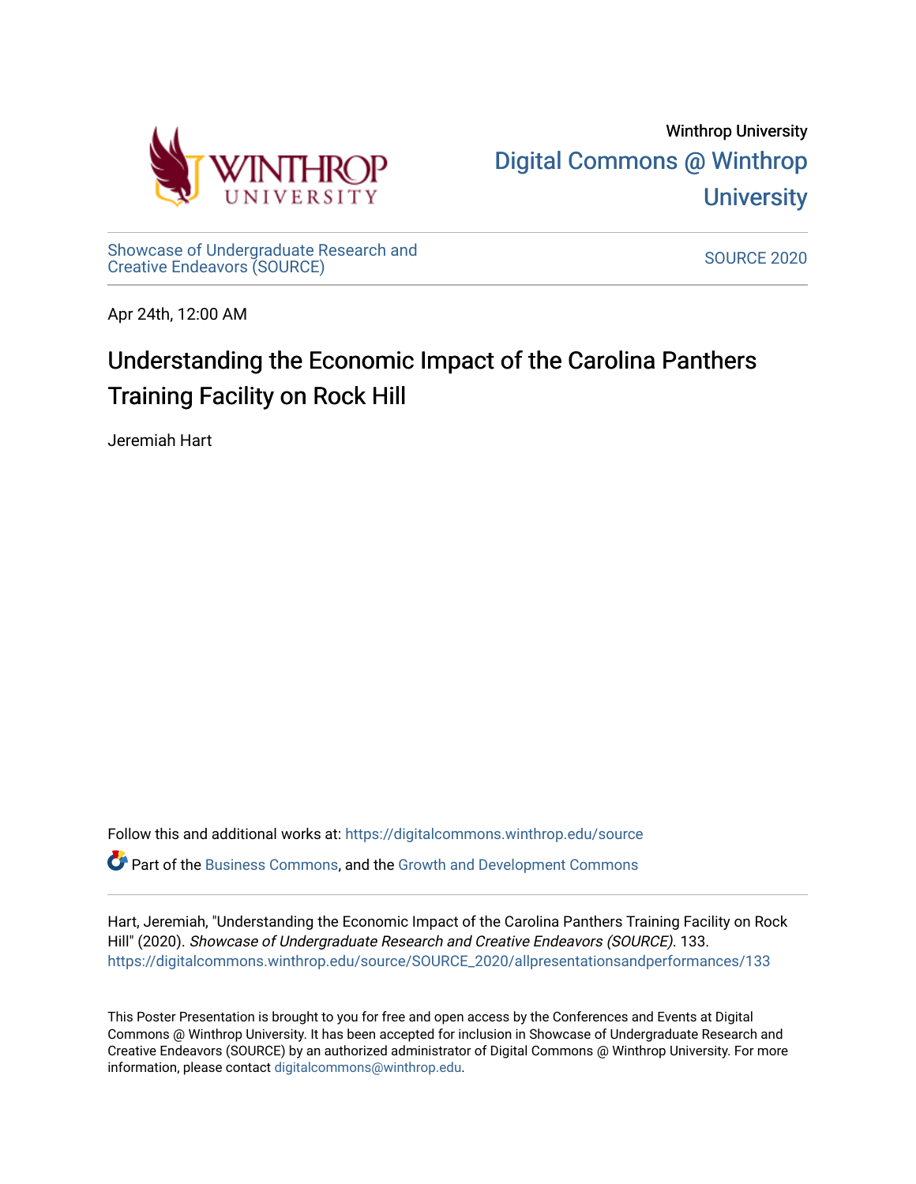Winthrop University

Digital Commons @ Winthrop University

Showcase of Undergraduate Research and Creative Endeavors (SOURCE)

SOURCE 2020

Apr 24th, 12:00 AM

# Understanding the Economic Impact of the Carolina Panthers Training Facility on Rock Hill

Jeremiah Hart

Follow this and additional works at: https://digitalcommons.winthrop.edu/source

Part of the Business Commons, and the Growth and Development Commons

Hart, Jeremiah, "Understanding the Economic Impact of the Carolina Panthers Training Facility on Rock Hill" (2020). *Showcase of Undergraduate Research and Creative Endeavors (SOURCE)*. 133. https://digitalcommons.winthrop.edu/source/SOURCE_2020/allpresentationsandperformances/133

This Poster Presentation is brought to you for free and open access by the Conferences and Events at Digital Commons @ Winthrop University. It has been accepted for inclusion in Showcase of Undergraduate Research and Creative Endeavors (SOURCE) by an authorized administrator of Digital Commons @ Winthrop University. For more information, please contact digitalcommons@winthrop.edu.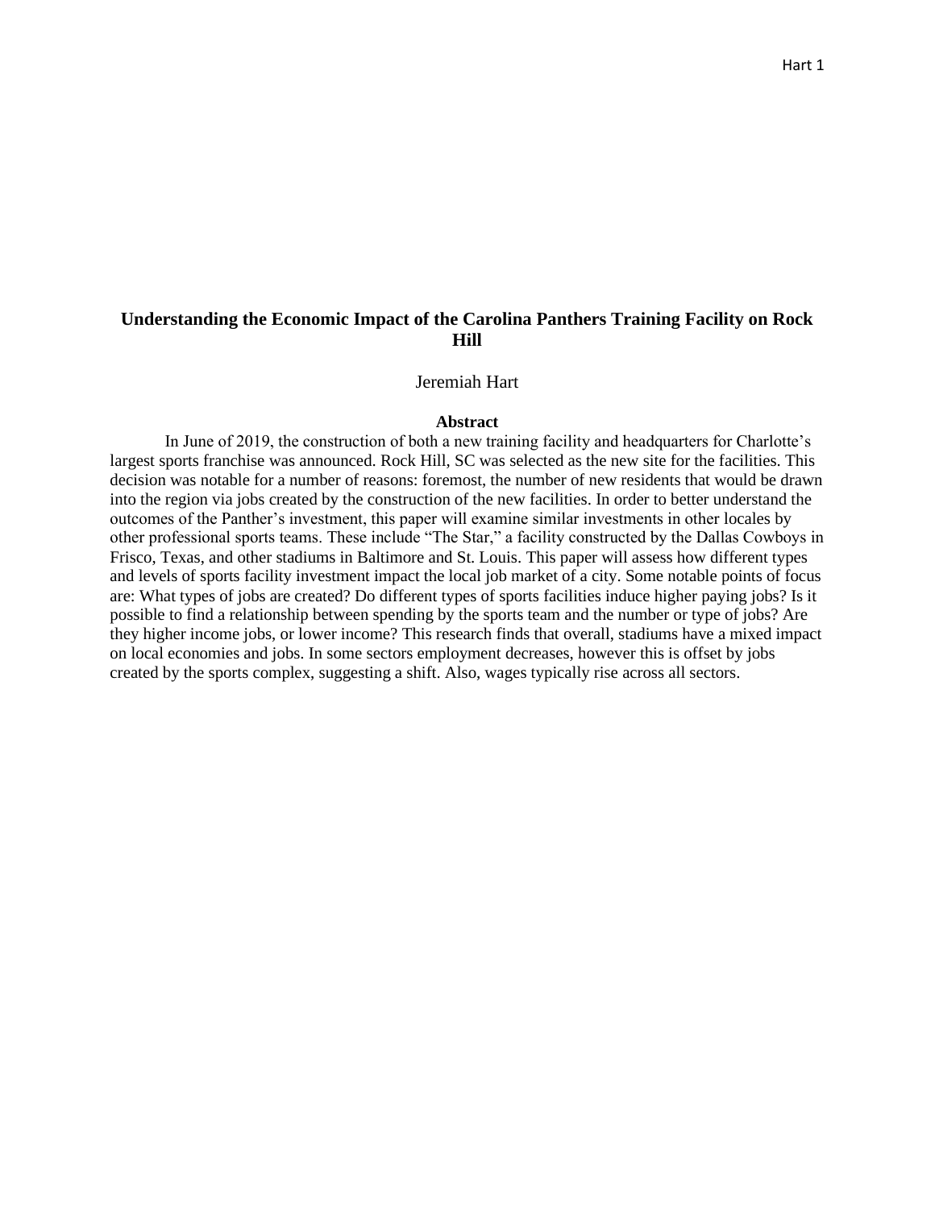# Understanding the Economic Impact of the Carolina Panthers Training Facility on Rock Hill

Jeremiah Hart

## Abstract

In June of 2019, the construction of both a new training facility and headquarters for Charlotte's largest sports franchise was announced. Rock Hill, SC was selected as the new site for the facilities. This decision was notable for a number of reasons: foremost, the number of new residents that would be drawn into the region via jobs created by the construction of the new facilities. In order to better understand the outcomes of the Panther's investment, this paper will examine similar investments in other locales by other professional sports teams. These include "The Star," a facility constructed by the Dallas Cowboys in Frisco, Texas, and other stadiums in Baltimore and St. Louis. This paper will assess how different types and levels of sports facility investment impact the local job market of a city. Some notable points of focus are: What types of jobs are created? Do different types of sports facilities induce higher paying jobs? Is it possible to find a relationship between spending by the sports team and the number or type of jobs? Are they higher income jobs, or lower income? This research finds that overall, stadiums have a mixed impact on local economies and jobs. In some sectors employment decreases, however this is offset by jobs created by the sports complex, suggesting a shift. Also, wages typically rise across all sectors.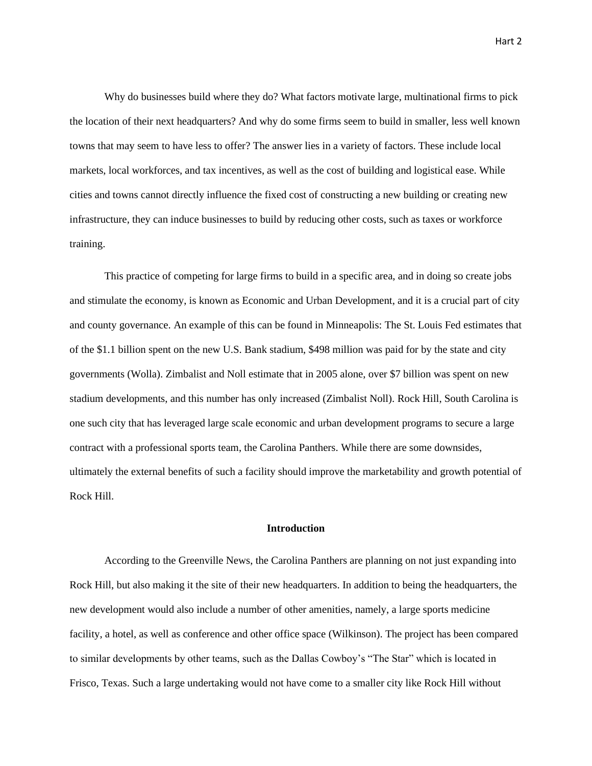Why do businesses build where they do? What factors motivate large, multinational firms to pick the location of their next headquarters? And why do some firms seem to build in smaller, less well known towns that may seem to have less to offer? The answer lies in a variety of factors. These include local markets, local workforces, and tax incentives, as well as the cost of building and logistical ease. While cities and towns cannot directly influence the fixed cost of constructing a new building or creating new infrastructure, they can induce businesses to build by reducing other costs, such as taxes or workforce training.

This practice of competing for large firms to build in a specific area, and in doing so create jobs and stimulate the economy, is known as Economic and Urban Development, and it is a crucial part of city and county governance. An example of this can be found in Minneapolis: The St. Louis Fed estimates that of the $1.1 billion spent on the new U.S. Bank stadium, $498 million was paid for by the state and city governments (Wolla). Zimbalist and Noll estimate that in 2005 alone, over $7 billion was spent on new stadium developments, and this number has only increased (Zimbalist Noll). Rock Hill, South Carolina is one such city that has leveraged large scale economic and urban development programs to secure a large contract with a professional sports team, the Carolina Panthers. While there are some downsides, ultimately the external benefits of such a facility should improve the marketability and growth potential of Rock Hill.

## Introduction

According to the Greenville News, the Carolina Panthers are planning on not just expanding into Rock Hill, but also making it the site of their new headquarters. In addition to being the headquarters, the new development would also include a number of other amenities, namely, a large sports medicine facility, a hotel, as well as conference and other office space (Wilkinson). The project has been compared to similar developments by other teams, such as the Dallas Cowboy's "The Star" which is located in Frisco, Texas. Such a large undertaking would not have come to a smaller city like Rock Hill without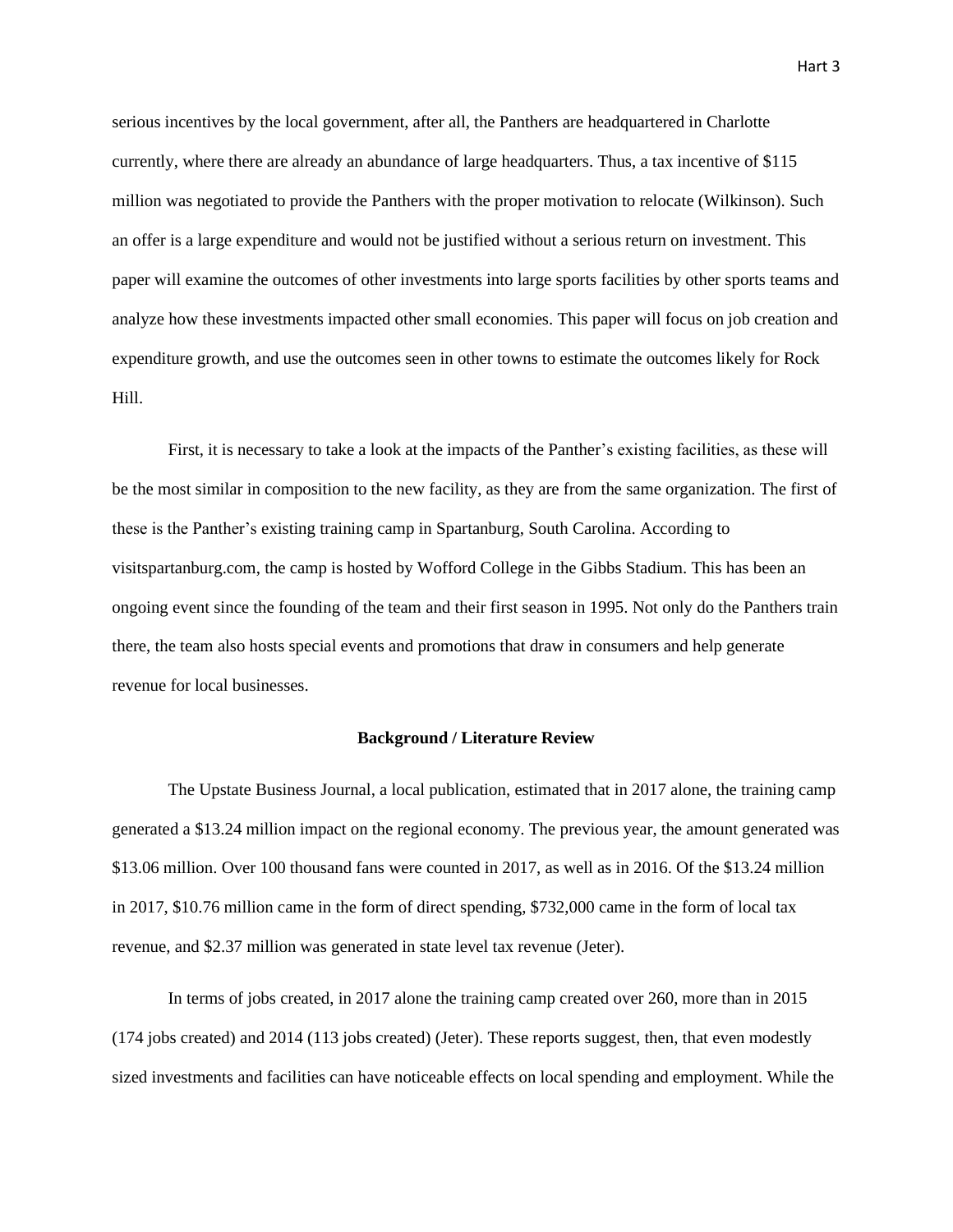serious incentives by the local government, after all, the Panthers are headquartered in Charlotte currently, where there are already an abundance of large headquarters. Thus, a tax incentive of $115 million was negotiated to provide the Panthers with the proper motivation to relocate (Wilkinson). Such an offer is a large expenditure and would not be justified without a serious return on investment. This paper will examine the outcomes of other investments into large sports facilities by other sports teams and analyze how these investments impacted other small economies. This paper will focus on job creation and expenditure growth, and use the outcomes seen in other towns to estimate the outcomes likely for Rock Hill.

First, it is necessary to take a look at the impacts of the Panther's existing facilities, as these will be the most similar in composition to the new facility, as they are from the same organization. The first of these is the Panther's existing training camp in Spartanburg, South Carolina. According to visitspartanburg.com, the camp is hosted by Wofford College in the Gibbs Stadium. This has been an ongoing event since the founding of the team and their first season in 1995. Not only do the Panthers train there, the team also hosts special events and promotions that draw in consumers and help generate revenue for local businesses.

## Background / Literature Review

The Upstate Business Journal, a local publication, estimated that in 2017 alone, the training camp generated a $13.24 million impact on the regional economy. The previous year, the amount generated was $13.06 million. Over 100 thousand fans were counted in 2017, as well as in 2016. Of the $13.24 million in 2017, $10.76 million came in the form of direct spending, $732,000 came in the form of local tax revenue, and $2.37 million was generated in state level tax revenue (Jeter).

In terms of jobs created, in 2017 alone the training camp created over 260, more than in 2015 (174 jobs created) and 2014 (113 jobs created) (Jeter). These reports suggest, then, that even modestly sized investments and facilities can have noticeable effects on local spending and employment. While the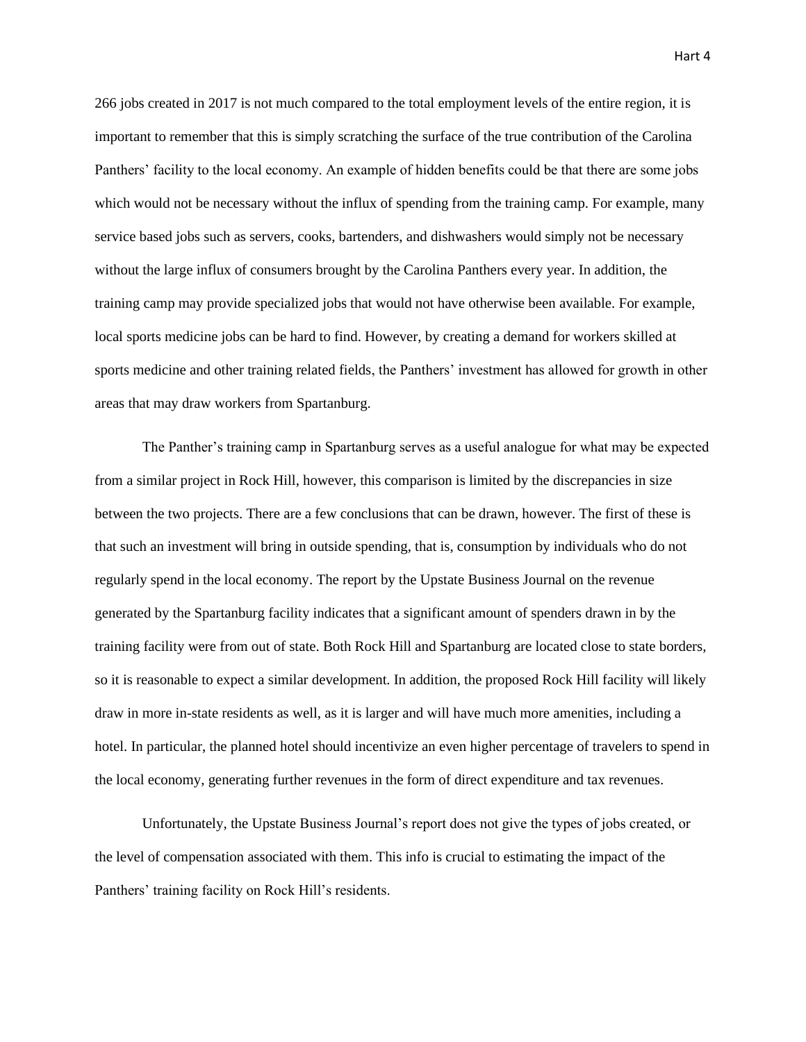266 jobs created in 2017 is not much compared to the total employment levels of the entire region, it is important to remember that this is simply scratching the surface of the true contribution of the Carolina Panthers' facility to the local economy. An example of hidden benefits could be that there are some jobs which would not be necessary without the influx of spending from the training camp. For example, many service based jobs such as servers, cooks, bartenders, and dishwashers would simply not be necessary without the large influx of consumers brought by the Carolina Panthers every year. In addition, the training camp may provide specialized jobs that would not have otherwise been available. For example, local sports medicine jobs can be hard to find. However, by creating a demand for workers skilled at sports medicine and other training related fields, the Panthers' investment has allowed for growth in other areas that may draw workers from Spartanburg.

The Panther's training camp in Spartanburg serves as a useful analogue for what may be expected from a similar project in Rock Hill, however, this comparison is limited by the discrepancies in size between the two projects. There are a few conclusions that can be drawn, however. The first of these is that such an investment will bring in outside spending, that is, consumption by individuals who do not regularly spend in the local economy. The report by the Upstate Business Journal on the revenue generated by the Spartanburg facility indicates that a significant amount of spenders drawn in by the training facility were from out of state. Both Rock Hill and Spartanburg are located close to state borders, so it is reasonable to expect a similar development. In addition, the proposed Rock Hill facility will likely draw in more in-state residents as well, as it is larger and will have much more amenities, including a hotel. In particular, the planned hotel should incentivize an even higher percentage of travelers to spend in the local economy, generating further revenues in the form of direct expenditure and tax revenues.

Unfortunately, the Upstate Business Journal's report does not give the types of jobs created, or the level of compensation associated with them. This info is crucial to estimating the impact of the Panthers' training facility on Rock Hill's residents.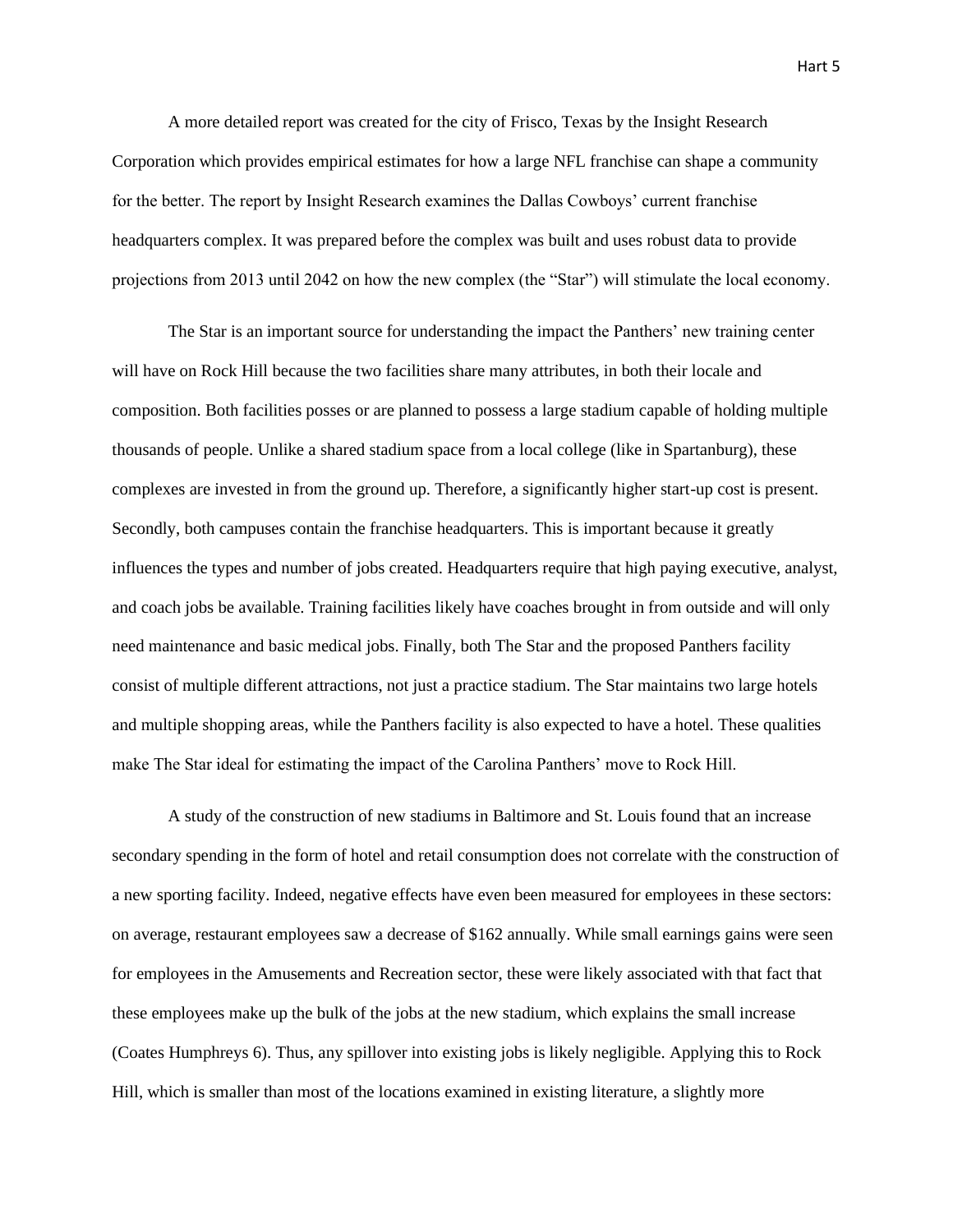A more detailed report was created for the city of Frisco, Texas by the Insight Research Corporation which provides empirical estimates for how a large NFL franchise can shape a community for the better. The report by Insight Research examines the Dallas Cowboys' current franchise headquarters complex. It was prepared before the complex was built and uses robust data to provide projections from 2013 until 2042 on how the new complex (the "Star") will stimulate the local economy.

The Star is an important source for understanding the impact the Panthers' new training center will have on Rock Hill because the two facilities share many attributes, in both their locale and composition. Both facilities posses or are planned to possess a large stadium capable of holding multiple thousands of people. Unlike a shared stadium space from a local college (like in Spartanburg), these complexes are invested in from the ground up. Therefore, a significantly higher start-up cost is present. Secondly, both campuses contain the franchise headquarters. This is important because it greatly influences the types and number of jobs created. Headquarters require that high paying executive, analyst, and coach jobs be available. Training facilities likely have coaches brought in from outside and will only need maintenance and basic medical jobs. Finally, both The Star and the proposed Panthers facility consist of multiple different attractions, not just a practice stadium. The Star maintains two large hotels and multiple shopping areas, while the Panthers facility is also expected to have a hotel. These qualities make The Star ideal for estimating the impact of the Carolina Panthers' move to Rock Hill.

A study of the construction of new stadiums in Baltimore and St. Louis found that an increase secondary spending in the form of hotel and retail consumption does not correlate with the construction of a new sporting facility. Indeed, negative effects have even been measured for employees in these sectors: on average, restaurant employees saw a decrease of $162 annually. While small earnings gains were seen for employees in the Amusements and Recreation sector, these were likely associated with that fact that these employees make up the bulk of the jobs at the new stadium, which explains the small increase (Coates Humphreys 6). Thus, any spillover into existing jobs is likely negligible. Applying this to Rock Hill, which is smaller than most of the locations examined in existing literature, a slightly more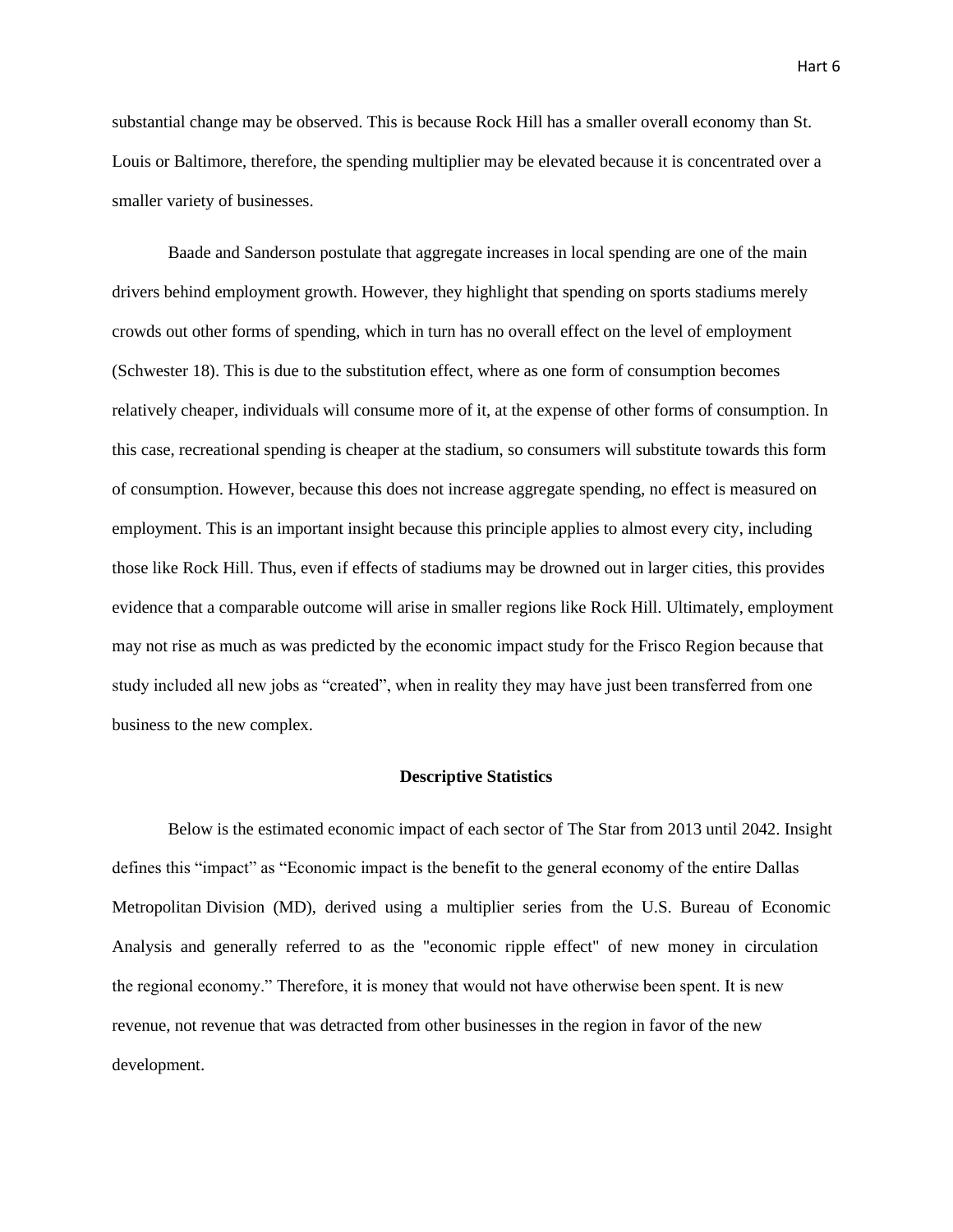substantial change may be observed. This is because Rock Hill has a smaller overall economy than St. Louis or Baltimore, therefore, the spending multiplier may be elevated because it is concentrated over a smaller variety of businesses.

Baade and Sanderson postulate that aggregate increases in local spending are one of the main drivers behind employment growth. However, they highlight that spending on sports stadiums merely crowds out other forms of spending, which in turn has no overall effect on the level of employment (Schwester 18). This is due to the substitution effect, where as one form of consumption becomes relatively cheaper, individuals will consume more of it, at the expense of other forms of consumption. In this case, recreational spending is cheaper at the stadium, so consumers will substitute towards this form of consumption. However, because this does not increase aggregate spending, no effect is measured on employment. This is an important insight because this principle applies to almost every city, including those like Rock Hill. Thus, even if effects of stadiums may be drowned out in larger cities, this provides evidence that a comparable outcome will arise in smaller regions like Rock Hill. Ultimately, employment may not rise as much as was predicted by the economic impact study for the Frisco Region because that study included all new jobs as "created", when in reality they may have just been transferred from one business to the new complex.

**Descriptive Statistics**

Below is the estimated economic impact of each sector of The Star from 2013 until 2042. Insight defines this "impact" as "Economic impact is the benefit to the general economy of the entire Dallas Metropolitan Division (MD), derived using a multiplier series from the U.S. Bureau of Economic Analysis and generally referred to as the "economic ripple effect" of new money in circulation the regional economy." Therefore, it is money that would not have otherwise been spent. It is new revenue, not revenue that was detracted from other businesses in the region in favor of the new development.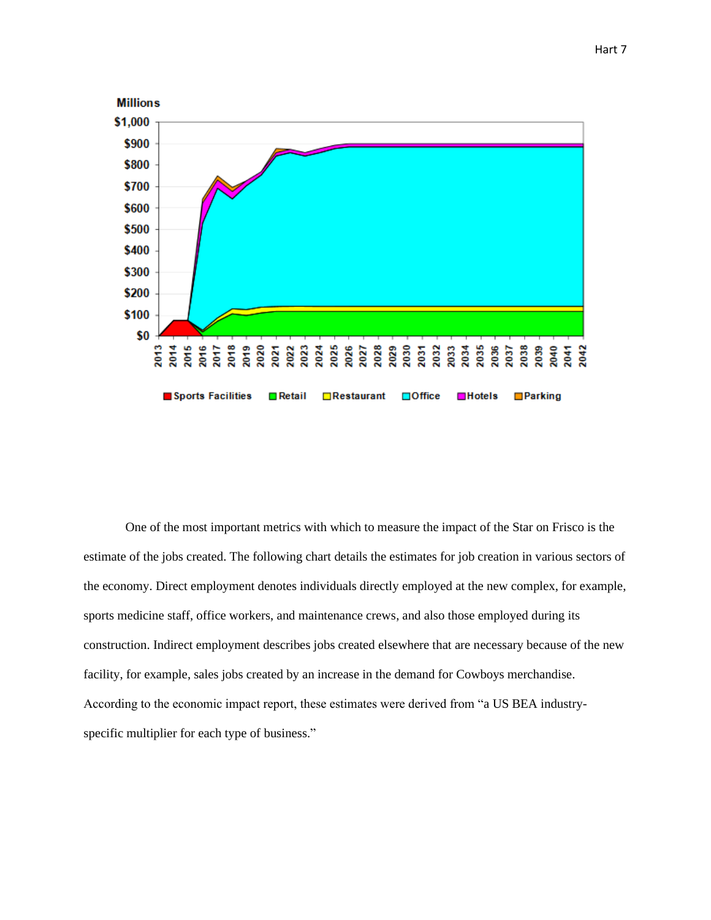One of the most important metrics with which to measure the impact of the Star on Frisco is the estimate of the jobs created. The following chart details the estimates for job creation in various sectors of the economy. Direct employment denotes individuals directly employed at the new complex, for example, sports medicine staff, office workers, and maintenance crews, and also those employed during its construction. Indirect employment describes jobs created elsewhere that are necessary because of the new facility, for example, sales jobs created by an increase in the demand for Cowboys merchandise. According to the economic impact report, these estimates were derived from "a US BEA industry-specific multiplier for each type of business."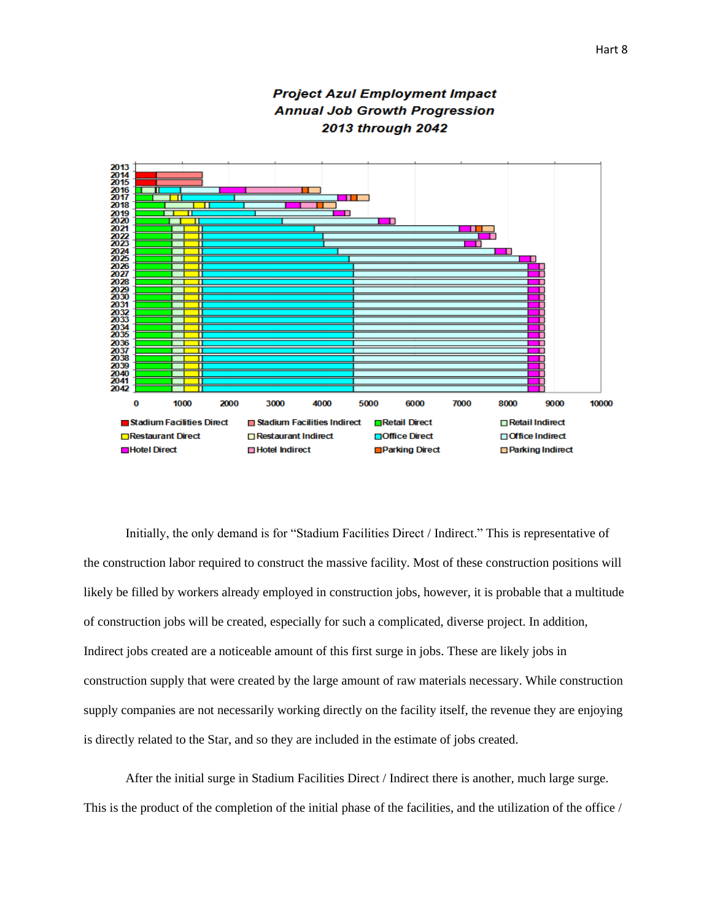**Project Azul Employment Impact**
**Annual Job Growth Progression**
**2013 through 2042**

2013
2014
2015
2016
2017
2018
2019
2020
2021
2022
2023
2024
2025
2026
2027
2028
2029
2030
2031
2032
2033
2034
2035
2036
2037
2038
2039
2040
2041
2042

0 1000 2000 3000 4000 5000 6000 7000 8000 9000 10000

Stadium Facilities Direct
Stadium Facilities Indirect
Retail Direct
Retail Indirect
Restaurant Direct
Restaurant Indirect
Office Direct
Office Indirect
Hotel Direct
Hotel Indirect
Parking Direct
Parking Indirect

Initially, the only demand is for "Stadium Facilities Direct / Indirect." This is representative of the construction labor required to construct the massive facility. Most of these construction positions will likely be filled by workers already employed in construction jobs, however, it is probable that a multitude of construction jobs will be created, especially for such a complicated, diverse project. In addition, Indirect jobs created are a noticeable amount of this first surge in jobs. These are likely jobs in construction supply that were created by the large amount of raw materials necessary. While construction supply companies are not necessarily working directly on the facility itself, the revenue they are enjoying is directly related to the Star, and so they are included in the estimate of jobs created.

After the initial surge in Stadium Facilities Direct / Indirect there is another, much large surge. This is the product of the completion of the initial phase of the facilities, and the utilization of the office /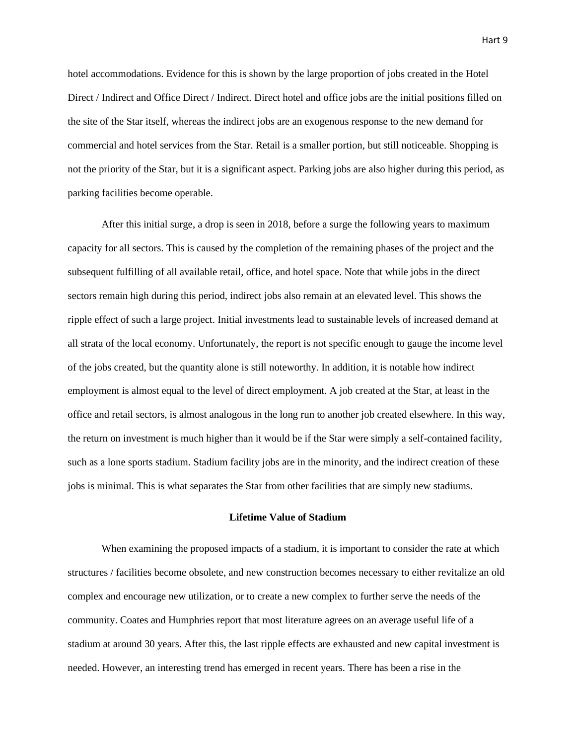hotel accommodations. Evidence for this is shown by the large proportion of jobs created in the Hotel Direct / Indirect and Office Direct / Indirect. Direct hotel and office jobs are the initial positions filled on the site of the Star itself, whereas the indirect jobs are an exogenous response to the new demand for commercial and hotel services from the Star. Retail is a smaller portion, but still noticeable. Shopping is not the priority of the Star, but it is a significant aspect. Parking jobs are also higher during this period, as parking facilities become operable.

After this initial surge, a drop is seen in 2018, before a surge the following years to maximum capacity for all sectors. This is caused by the completion of the remaining phases of the project and the subsequent fulfilling of all available retail, office, and hotel space. Note that while jobs in the direct sectors remain high during this period, indirect jobs also remain at an elevated level. This shows the ripple effect of such a large project. Initial investments lead to sustainable levels of increased demand at all strata of the local economy. Unfortunately, the report is not specific enough to gauge the income level of the jobs created, but the quantity alone is still noteworthy. In addition, it is notable how indirect employment is almost equal to the level of direct employment. A job created at the Star, at least in the office and retail sectors, is almost analogous in the long run to another job created elsewhere. In this way, the return on investment is much higher than it would be if the Star were simply a self-contained facility, such as a lone sports stadium. Stadium facility jobs are in the minority, and the indirect creation of these jobs is minimal. This is what separates the Star from other facilities that are simply new stadiums.

## Lifetime Value of Stadium

When examining the proposed impacts of a stadium, it is important to consider the rate at which structures / facilities become obsolete, and new construction becomes necessary to either revitalize an old complex and encourage new utilization, or to create a new complex to further serve the needs of the community. Coates and Humphries report that most literature agrees on an average useful life of a stadium at around 30 years. After this, the last ripple effects are exhausted and new capital investment is needed. However, an interesting trend has emerged in recent years. There has been a rise in the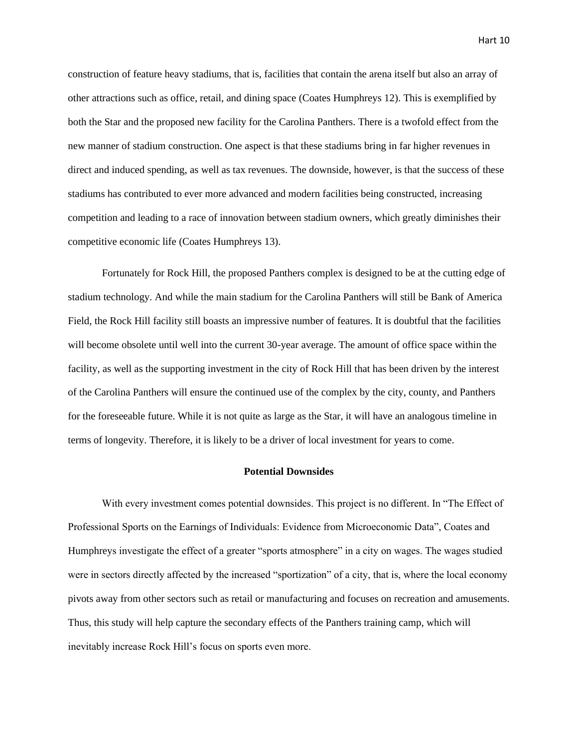construction of feature heavy stadiums, that is, facilities that contain the arena itself but also an array of other attractions such as office, retail, and dining space (Coates Humphreys 12). This is exemplified by both the Star and the proposed new facility for the Carolina Panthers. There is a twofold effect from the new manner of stadium construction. One aspect is that these stadiums bring in far higher revenues in direct and induced spending, as well as tax revenues. The downside, however, is that the success of these stadiums has contributed to ever more advanced and modern facilities being constructed, increasing competition and leading to a race of innovation between stadium owners, which greatly diminishes their competitive economic life (Coates Humphreys 13).

Fortunately for Rock Hill, the proposed Panthers complex is designed to be at the cutting edge of stadium technology. And while the main stadium for the Carolina Panthers will still be Bank of America Field, the Rock Hill facility still boasts an impressive number of features. It is doubtful that the facilities will become obsolete until well into the current 30-year average. The amount of office space within the facility, as well as the supporting investment in the city of Rock Hill that has been driven by the interest of the Carolina Panthers will ensure the continued use of the complex by the city, county, and Panthers for the foreseeable future. While it is not quite as large as the Star, it will have an analogous timeline in terms of longevity. Therefore, it is likely to be a driver of local investment for years to come.

## Potential Downsides

With every investment comes potential downsides. This project is no different. In "The Effect of Professional Sports on the Earnings of Individuals: Evidence from Microeconomic Data", Coates and Humphreys investigate the effect of a greater "sports atmosphere" in a city on wages. The wages studied were in sectors directly affected by the increased "sportization" of a city, that is, where the local economy pivots away from other sectors such as retail or manufacturing and focuses on recreation and amusements. Thus, this study will help capture the secondary effects of the Panthers training camp, which will inevitably increase Rock Hill's focus on sports even more.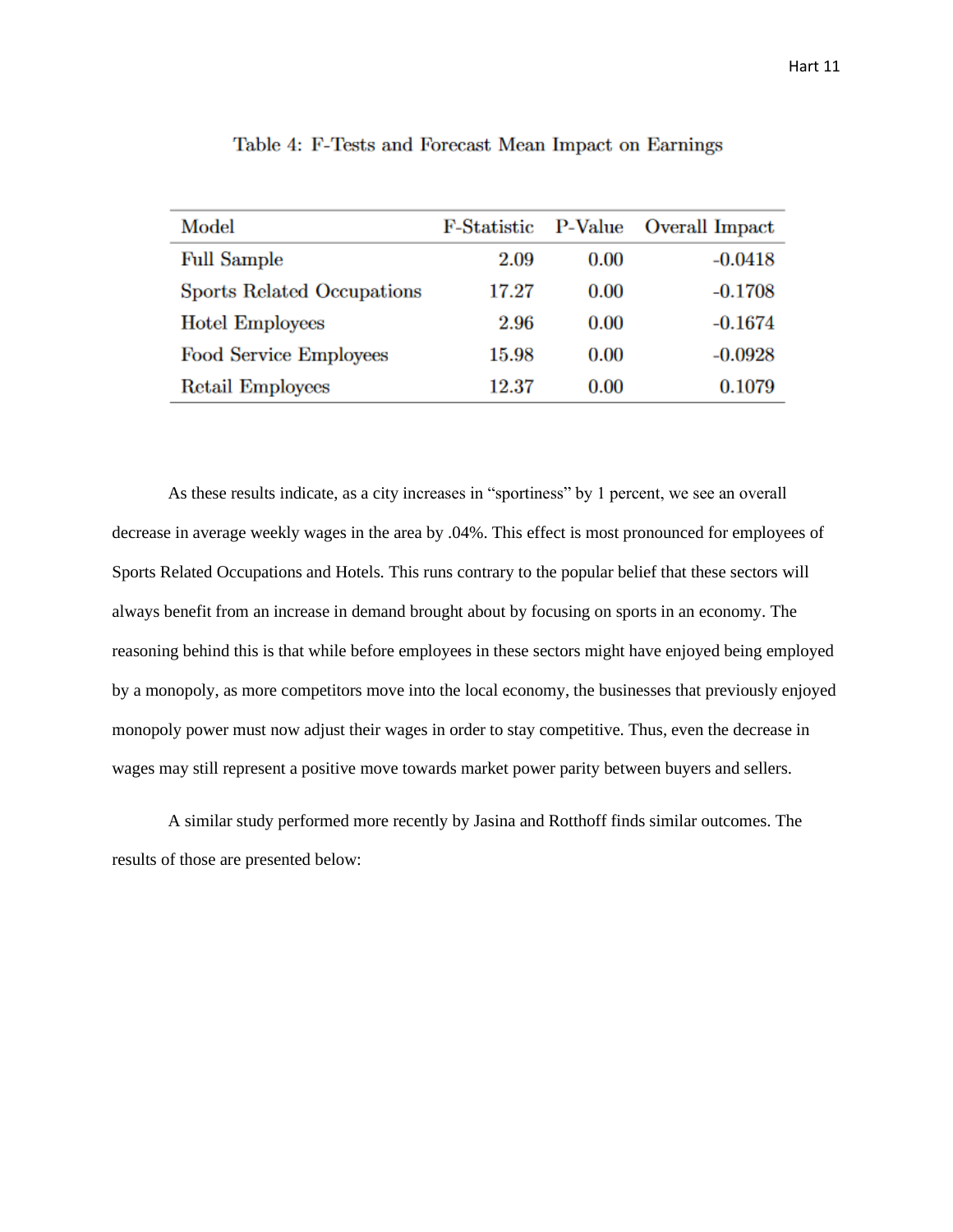Table 4: F-Tests and Forecast Mean Impact on Earnings

| Model | F-Statistic | P-Value | Overall Impact |
|---|---|---|---|
| Full Sample | 2.09 | 0.00 | -0.0418 |
| Sports Related Occupations | 17.27 | 0.00 | -0.1708 |
| Hotel Employees | 2.96 | 0.00 | -0.1674 |
| Food Service Employees | 15.98 | 0.00 | -0.0928 |
| Retail Employees | 12.37 | 0.00 | 0.1079 |

As these results indicate, as a city increases in "sportiness" by 1 percent, we see an overall decrease in average weekly wages in the area by .04%. This effect is most pronounced for employees of Sports Related Occupations and Hotels. This runs contrary to the popular belief that these sectors will always benefit from an increase in demand brought about by focusing on sports in an economy. The reasoning behind this is that while before employees in these sectors might have enjoyed being employed by a monopoly, as more competitors move into the local economy, the businesses that previously enjoyed monopoly power must now adjust their wages in order to stay competitive. Thus, even the decrease in wages may still represent a positive move towards market power parity between buyers and sellers.

A similar study performed more recently by Jasina and Rotthoff finds similar outcomes. The results of those are presented below: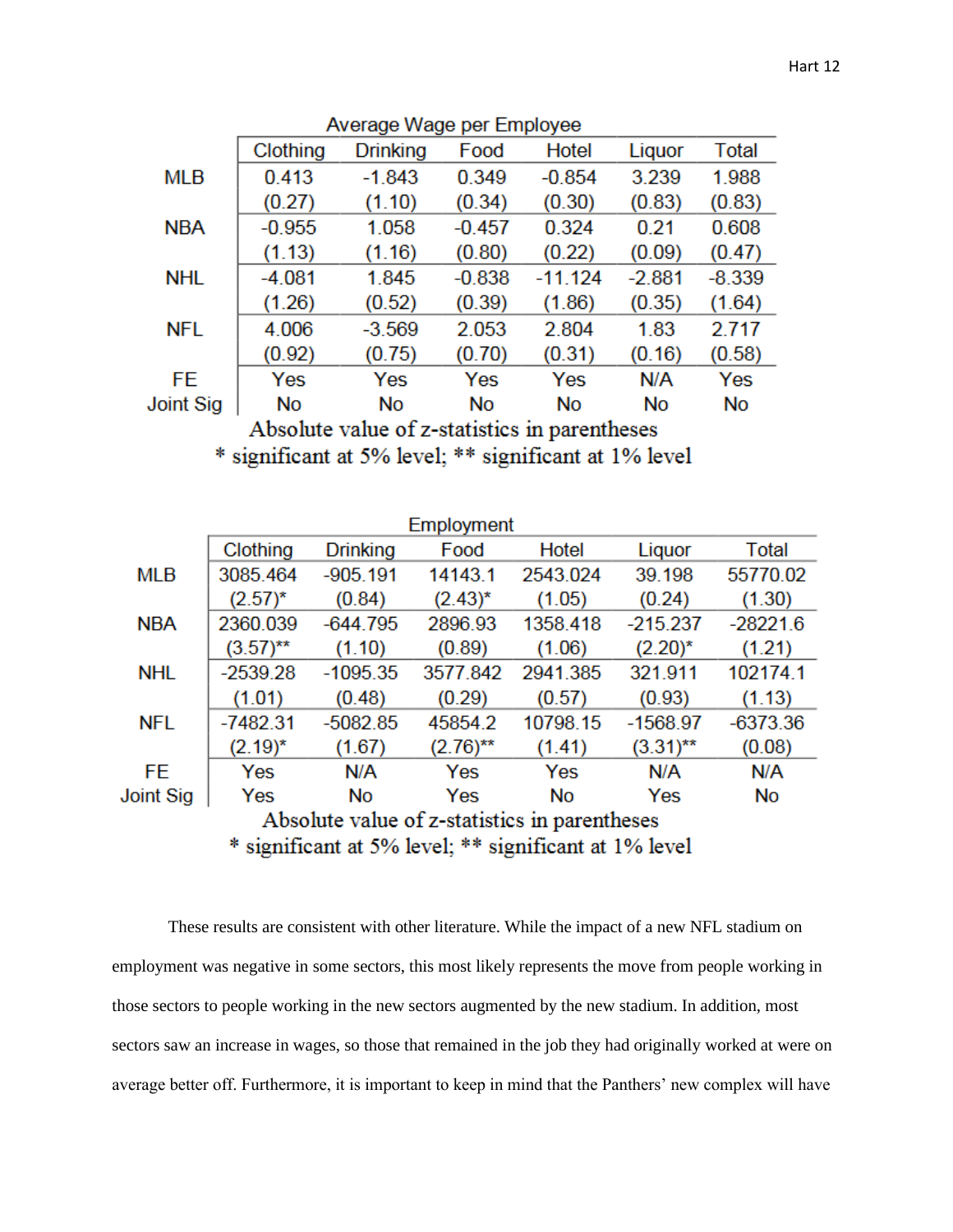| Average Wage per Employee | Clothing | Drinking | Food | Hotel | Liquor | Total |
|---|---|---|---|---|---|---|
| MLB | 0.413 | -1.843 | 0.349 | -0.854 | 3.239 | 1.988 |
| | (0.27) | (1.10) | (0.34) | (0.30) | (0.83) | (0.83) |
| NBA | -0.955 | 1.058 | -0.457 | 0.324 | 0.21 | 0.608 |
| | (1.13) | (1.16) | (0.80) | (0.22) | (0.09) | (0.47) |
| NHL | -4.081 | 1.845 | -0.838 | -11.124 | -2.881 | -8.339 |
| | (1.26) | (0.52) | (0.39) | (1.86) | (0.35) | (1.64) |
| NFL | 4.006 | -3.569 | 2.053 | 2.804 | 1.83 | 2.717 |
| | (0.92) | (0.75) | (0.70) | (0.31) | (0.16) | (0.58) |
| FE | Yes | Yes | Yes | Yes | N/A | Yes |
| Joint Sig | No | No | No | No | No | No |

Absolute value of z-statistics in parentheses
* significant at 5% level; ** significant at 1% level

| Employment | Clothing | Drinking | Food | Hotel | Liquor | Total |
|---|---|---|---|---|---|---|
| MLB | 3085.464 | -905.191 | 14143.1 | 2543.024 | 39.198 | 55770.02 |
| | (2.57)* | (0.84) | (2.43)* | (1.05) | (0.24) | (1.30) |
| NBA | 2360.039 | -644.795 | 2896.93 | 1358.418 | -215.237 | -28221.6 |
| | (3.57)** | (1.10) | (0.89) | (1.06) | (2.20)* | (1.21) |
| NHL | -2539.28 | -1095.35 | 3577.842 | 2941.385 | 321.911 | 102174.1 |
| | (1.01) | (0.48) | (0.29) | (0.57) | (0.93) | (1.13) |
| NFL | -7482.31 | -5082.85 | 45854.2 | 10798.15 | -1568.97 | -6373.36 |
| | (2.19)* | (1.67) | (2.76)** | (1.41) | (3.31)** | (0.08) |
| FE | Yes | N/A | Yes | Yes | N/A | N/A |
| Joint Sig | Yes | No | Yes | No | Yes | No |

Absolute value of z-statistics in parentheses
* significant at 5% level; ** significant at 1% level

These results are consistent with other literature. While the impact of a new NFL stadium on employment was negative in some sectors, this most likely represents the move from people working in those sectors to people working in the new sectors augmented by the new stadium. In addition, most sectors saw an increase in wages, so those that remained in the job they had originally worked at were on average better off. Furthermore, it is important to keep in mind that the Panthers' new complex will have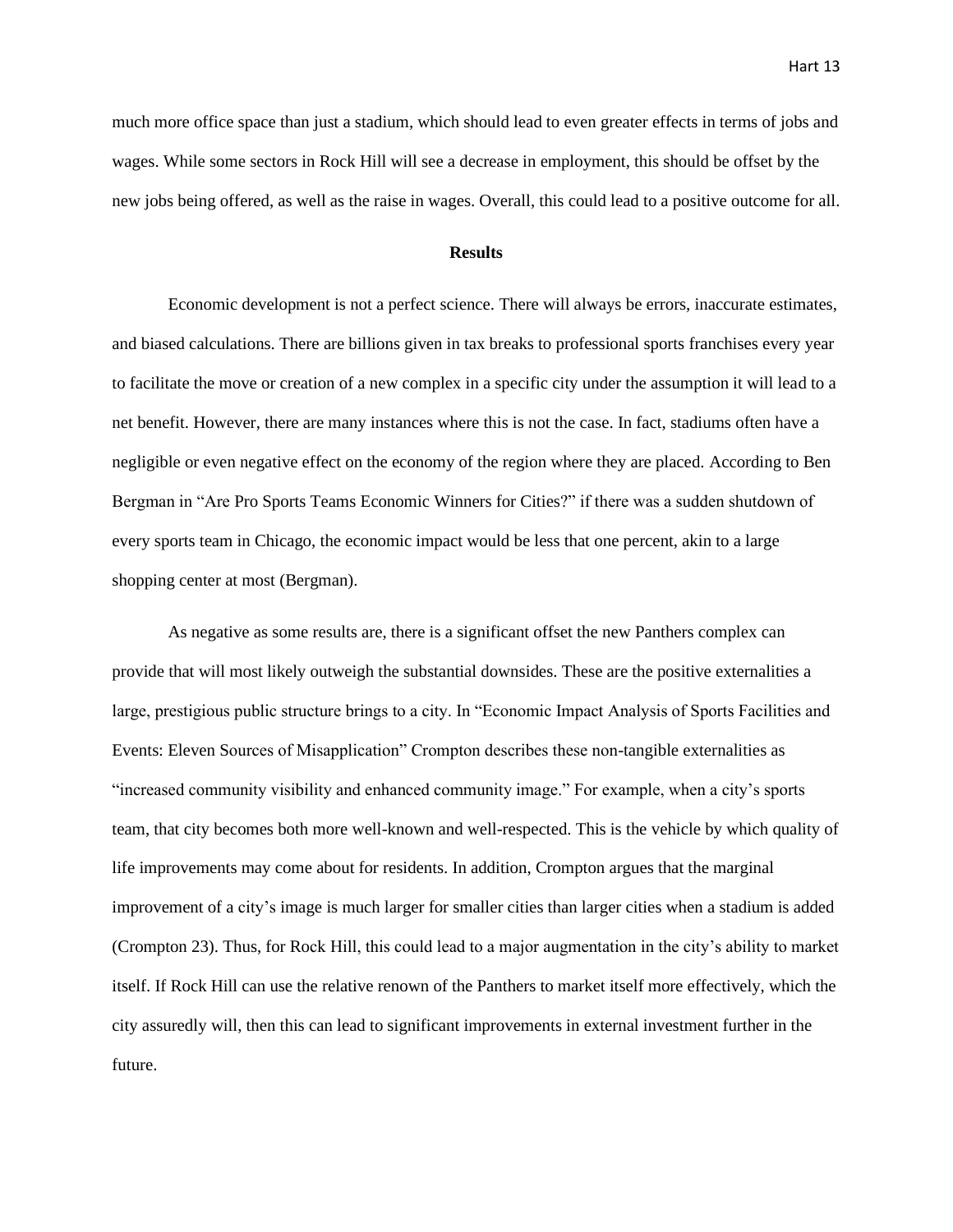much more office space than just a stadium, which should lead to even greater effects in terms of jobs and wages. While some sectors in Rock Hill will see a decrease in employment, this should be offset by the new jobs being offered, as well as the raise in wages. Overall, this could lead to a positive outcome for all.

## Results

Economic development is not a perfect science. There will always be errors, inaccurate estimates, and biased calculations. There are billions given in tax breaks to professional sports franchises every year to facilitate the move or creation of a new complex in a specific city under the assumption it will lead to a net benefit. However, there are many instances where this is not the case. In fact, stadiums often have a negligible or even negative effect on the economy of the region where they are placed. According to Ben Bergman in "Are Pro Sports Teams Economic Winners for Cities?" if there was a sudden shutdown of every sports team in Chicago, the economic impact would be less that one percent, akin to a large shopping center at most (Bergman).

As negative as some results are, there is a significant offset the new Panthers complex can provide that will most likely outweigh the substantial downsides. These are the positive externalities a large, prestigious public structure brings to a city. In "Economic Impact Analysis of Sports Facilities and Events: Eleven Sources of Misapplication" Crompton describes these non-tangible externalities as "increased community visibility and enhanced community image." For example, when a city's sports team, that city becomes both more well-known and well-respected. This is the vehicle by which quality of life improvements may come about for residents. In addition, Crompton argues that the marginal improvement of a city's image is much larger for smaller cities than larger cities when a stadium is added (Crompton 23). Thus, for Rock Hill, this could lead to a major augmentation in the city's ability to market itself. If Rock Hill can use the relative renown of the Panthers to market itself more effectively, which the city assuredly will, then this can lead to significant improvements in external investment further in the future.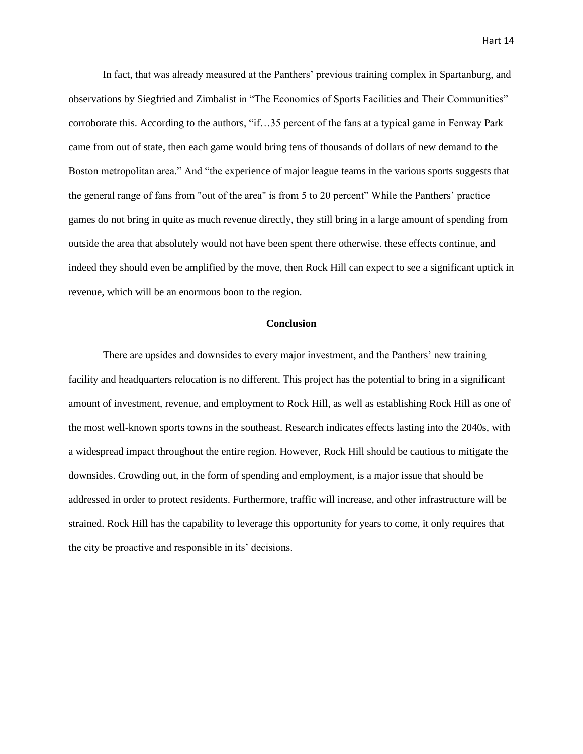In fact, that was already measured at the Panthers' previous training complex in Spartanburg, and observations by Siegfried and Zimbalist in "The Economics of Sports Facilities and Their Communities" corroborate this. According to the authors, "if…35 percent of the fans at a typical game in Fenway Park came from out of state, then each game would bring tens of thousands of dollars of new demand to the Boston metropolitan area." And "the experience of major league teams in the various sports suggests that the general range of fans from "out of the area" is from 5 to 20 percent" While the Panthers' practice games do not bring in quite as much revenue directly, they still bring in a large amount of spending from outside the area that absolutely would not have been spent there otherwise. these effects continue, and indeed they should even be amplified by the move, then Rock Hill can expect to see a significant uptick in revenue, which will be an enormous boon to the region.

## Conclusion

There are upsides and downsides to every major investment, and the Panthers' new training facility and headquarters relocation is no different. This project has the potential to bring in a significant amount of investment, revenue, and employment to Rock Hill, as well as establishing Rock Hill as one of the most well-known sports towns in the southeast. Research indicates effects lasting into the 2040s, with a widespread impact throughout the entire region. However, Rock Hill should be cautious to mitigate the downsides. Crowding out, in the form of spending and employment, is a major issue that should be addressed in order to protect residents. Furthermore, traffic will increase, and other infrastructure will be strained. Rock Hill has the capability to leverage this opportunity for years to come, it only requires that the city be proactive and responsible in its' decisions.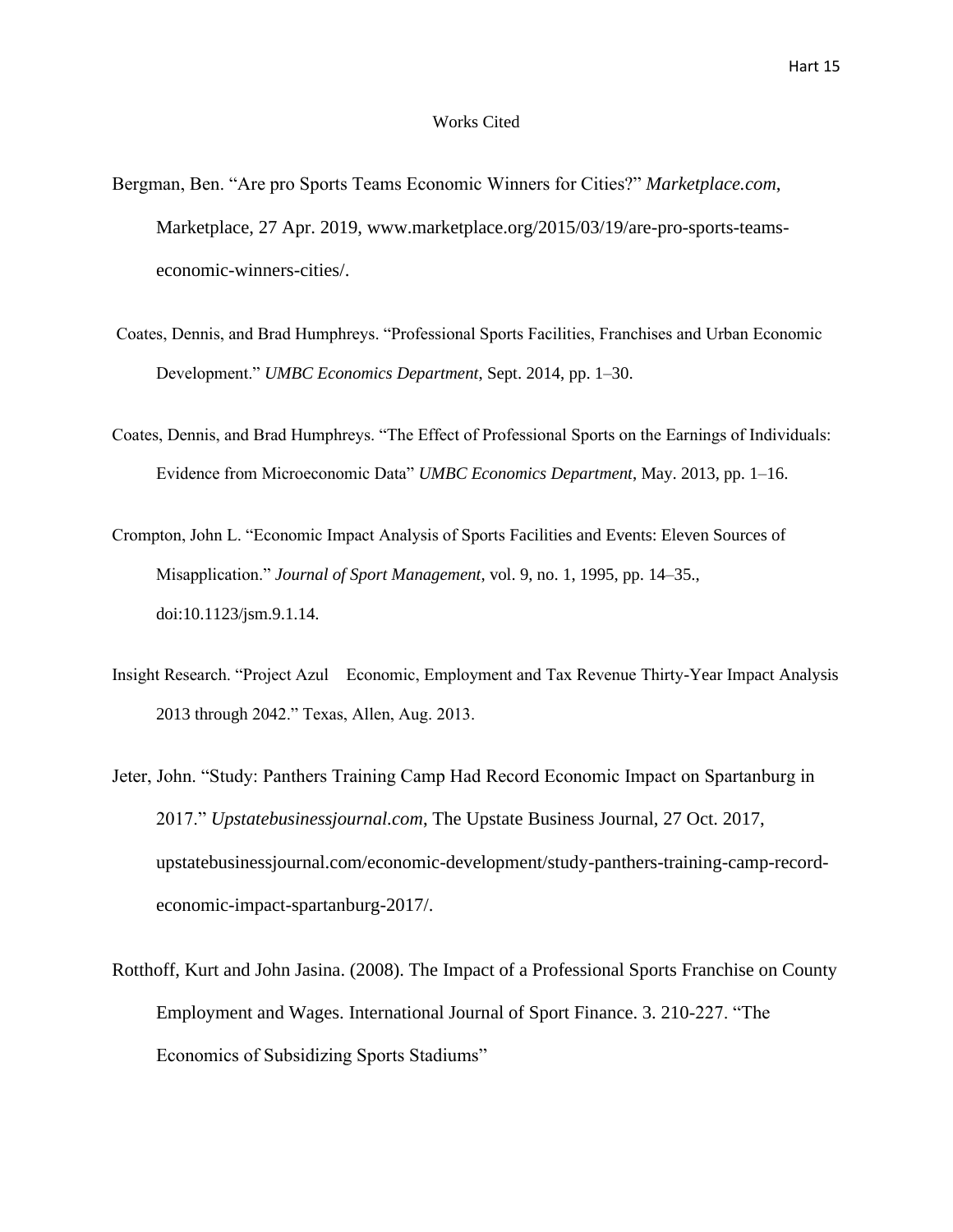# Works Cited

Bergman, Ben. "Are pro Sports Teams Economic Winners for Cities?" *Marketplace.com*, Marketplace, 27 Apr. 2019, www.marketplace.org/2015/03/19/are-pro-sports-teams-economic-winners-cities/.

Coates, Dennis, and Brad Humphreys. "Professional Sports Facilities, Franchises and Urban Economic Development." *UMBC Economics Department*, Sept. 2014, pp. 1–30.

Coates, Dennis, and Brad Humphreys. "The Effect of Professional Sports on the Earnings of Individuals: Evidence from Microeconomic Data" *UMBC Economics Department*, May. 2013, pp. 1–16.

Crompton, John L. "Economic Impact Analysis of Sports Facilities and Events: Eleven Sources of Misapplication." *Journal of Sport Management*, vol. 9, no. 1, 1995, pp. 14–35., doi:10.1123/jsm.9.1.14.

Insight Research. "Project Azul Economic, Employment and Tax Revenue Thirty-Year Impact Analysis 2013 through 2042." Texas, Allen, Aug. 2013.

Jeter, John. "Study: Panthers Training Camp Had Record Economic Impact on Spartanburg in 2017." *Upstatebusinessjournal.com*, The Upstate Business Journal, 27 Oct. 2017, upstatebusinessjournal.com/economic-development/study-panthers-training-camp-record-economic-impact-spartanburg-2017/.

Rotthoff, Kurt and John Jasina. (2008). The Impact of a Professional Sports Franchise on County Employment and Wages. International Journal of Sport Finance. 3. 210-227. "The Economics of Subsidizing Sports Stadiums"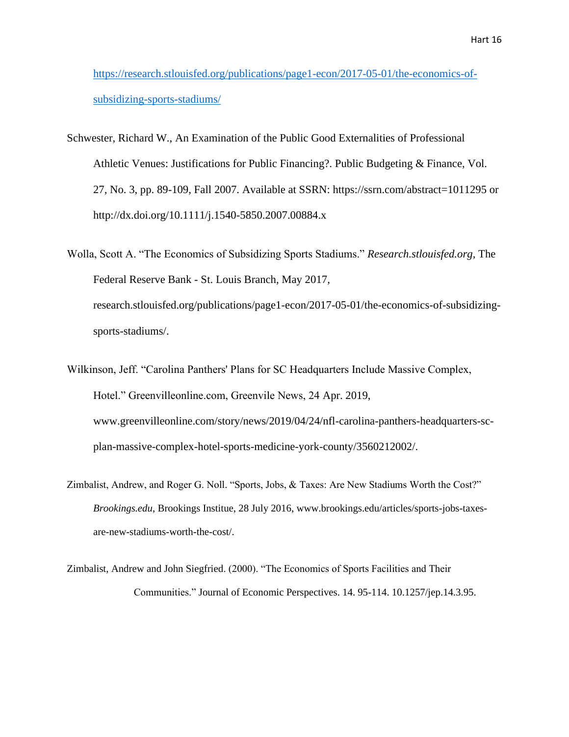https://research.stlouisfed.org/publications/page1-econ/2017-05-01/the-economics-of-subsidizing-sports-stadiums/

Schwester, Richard W., An Examination of the Public Good Externalities of Professional Athletic Venues: Justifications for Public Financing?. Public Budgeting & Finance, Vol. 27, No. 3, pp. 89-109, Fall 2007. Available at SSRN: https://ssrn.com/abstract=1011295 or http://dx.doi.org/10.1111/j.1540-5850.2007.00884.x

Wolla, Scott A. "The Economics of Subsidizing Sports Stadiums." *Research.stlouisfed.org*, The Federal Reserve Bank - St. Louis Branch, May 2017, research.stlouisfed.org/publications/page1-econ/2017-05-01/the-economics-of-subsidizing-sports-stadiums/.

Wilkinson, Jeff. "Carolina Panthers' Plans for SC Headquarters Include Massive Complex, Hotel." Greenvilleonline.com, Greenvile News, 24 Apr. 2019, www.greenvilleonline.com/story/news/2019/04/24/nfl-carolina-panthers-headquarters-sc-plan-massive-complex-hotel-sports-medicine-york-county/3560212002/.

Zimbalist, Andrew, and Roger G. Noll. "Sports, Jobs, & Taxes: Are New Stadiums Worth the Cost?" *Brookings.edu*, Brookings Institue, 28 July 2016, www.brookings.edu/articles/sports-jobs-taxes-are-new-stadiums-worth-the-cost/.

Zimbalist, Andrew and John Siegfried. (2000). "The Economics of Sports Facilities and Their Communities." Journal of Economic Perspectives. 14. 95-114. 10.1257/jep.14.3.95.